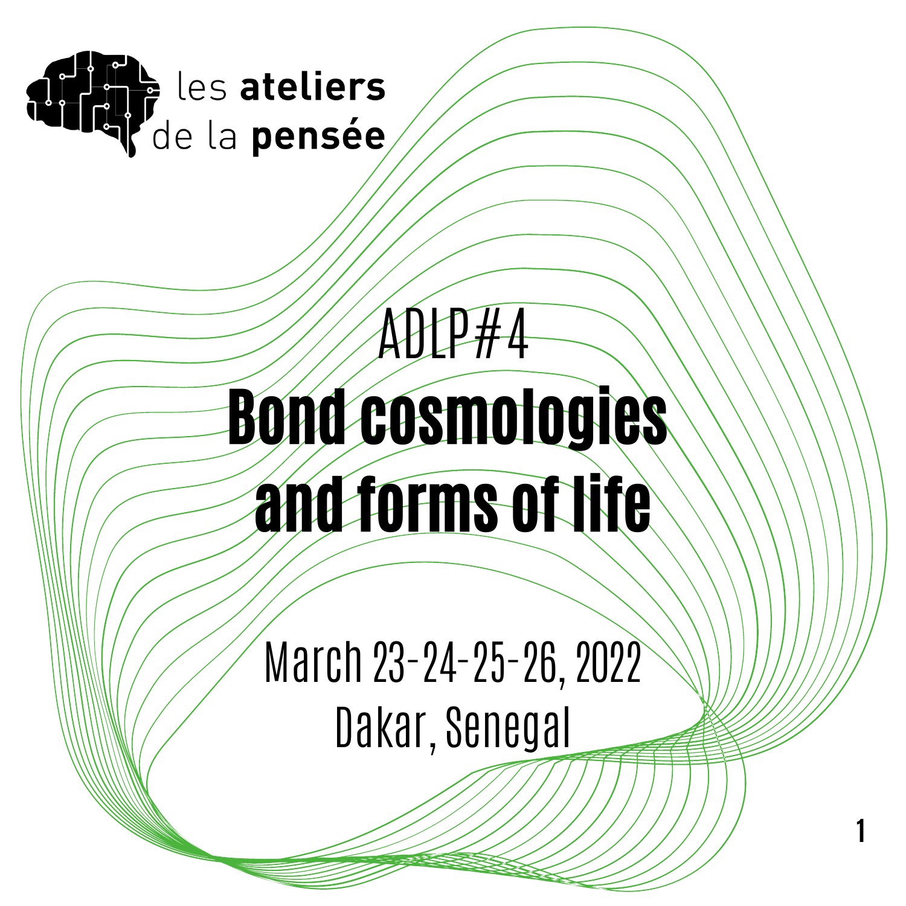les **ateliers**
de la **pensée**

ADLP#4

# Bond cosmologies and forms of life

March 23-24-25-26, 2022
Dakar, Senegal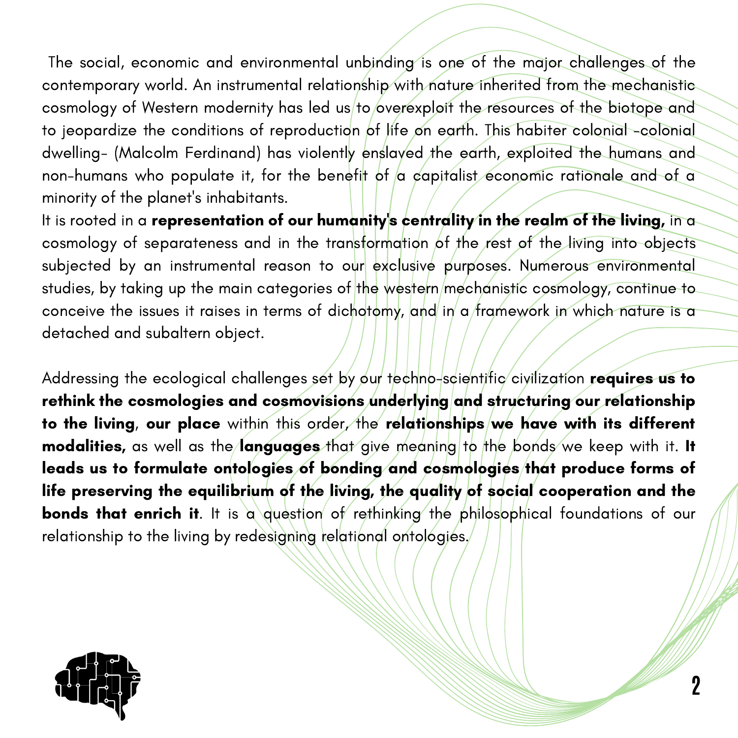The social, economic and environmental unbinding is one of the major challenges of the contemporary world. An instrumental relationship with nature inherited from the mechanistic cosmology of Western modernity has led us to overexploit the resources of the biotope and to jeopardize the conditions of reproduction of life on earth. This habiter colonial -colonial dwelling- (Malcolm Ferdinand) has violently enslaved the earth, exploited the humans and non-humans who populate it, for the benefit of a capitalist economic rationale and of a minority of the planet's inhabitants.

It is rooted in a **representation of our humanity's centrality in the realm of the living,** in a cosmology of separateness and in the transformation of the rest of the living into objects subjected by an instrumental reason to our exclusive purposes. Numerous environmental studies, by taking up the main categories of the western mechanistic cosmology, continue to conceive the issues it raises in terms of dichotomy, and in a framework in which nature is a detached and subaltern object.

Addressing the ecological challenges set by our techno-scientific civilization **requires us to rethink the cosmologies and cosmovisions underlying and structuring our relationship to the living**, **our place** within this order, the **relationships we have with its different modalities,** as well as the **languages** that give meaning to the bonds we keep with it. **It leads us to formulate ontologies of bonding and cosmologies that produce forms of life preserving the equilibrium of the living, the quality of social cooperation and the bonds that enrich it**. It is a question of rethinking the philosophical foundations of our relationship to the living by redesigning relational ontologies.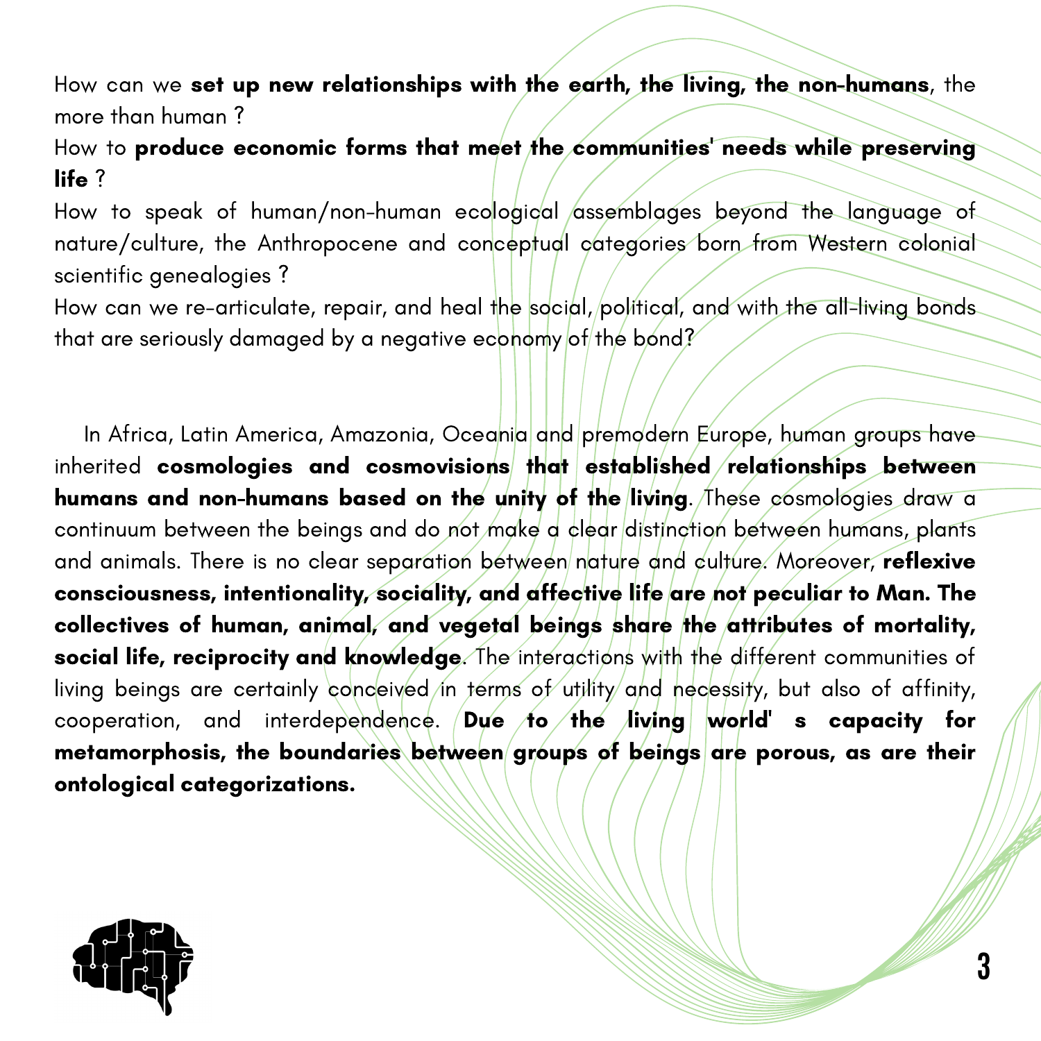How can we **set up new relationships with the earth, the living, the non-humans**, the more than human ?

How to **produce economic forms that meet the communities' needs while preserving life** ?

How to speak of human/non-human ecological assemblages beyond the language of nature/culture, the Anthropocene and conceptual categories born from Western colonial scientific genealogies ?

How can we re-articulate, repair, and heal the social, political, and with the all-living bonds that are seriously damaged by a negative economy of the bond?

In Africa, Latin America, Amazonia, Oceania and premodern Europe, human groups have inherited **cosmologies and cosmovisions that established relationships between humans and non-humans based on the unity of the living**. These cosmologies draw a continuum between the beings and do not make a clear distinction between humans, plants and animals. There is no clear separation between nature and culture. Moreover, **reflexive consciousness, intentionality, sociality, and affective life are not peculiar to Man. The collectives of human, animal, and vegetal beings share the attributes of mortality, social life, reciprocity and knowledge**. The interactions with the different communities of living beings are certainly conceived in terms of utility and necessity, but also of affinity, cooperation, and interdependence. **Due to the living world' s capacity for metamorphosis, the boundaries between groups of beings are porous, as are their ontological categorizations.**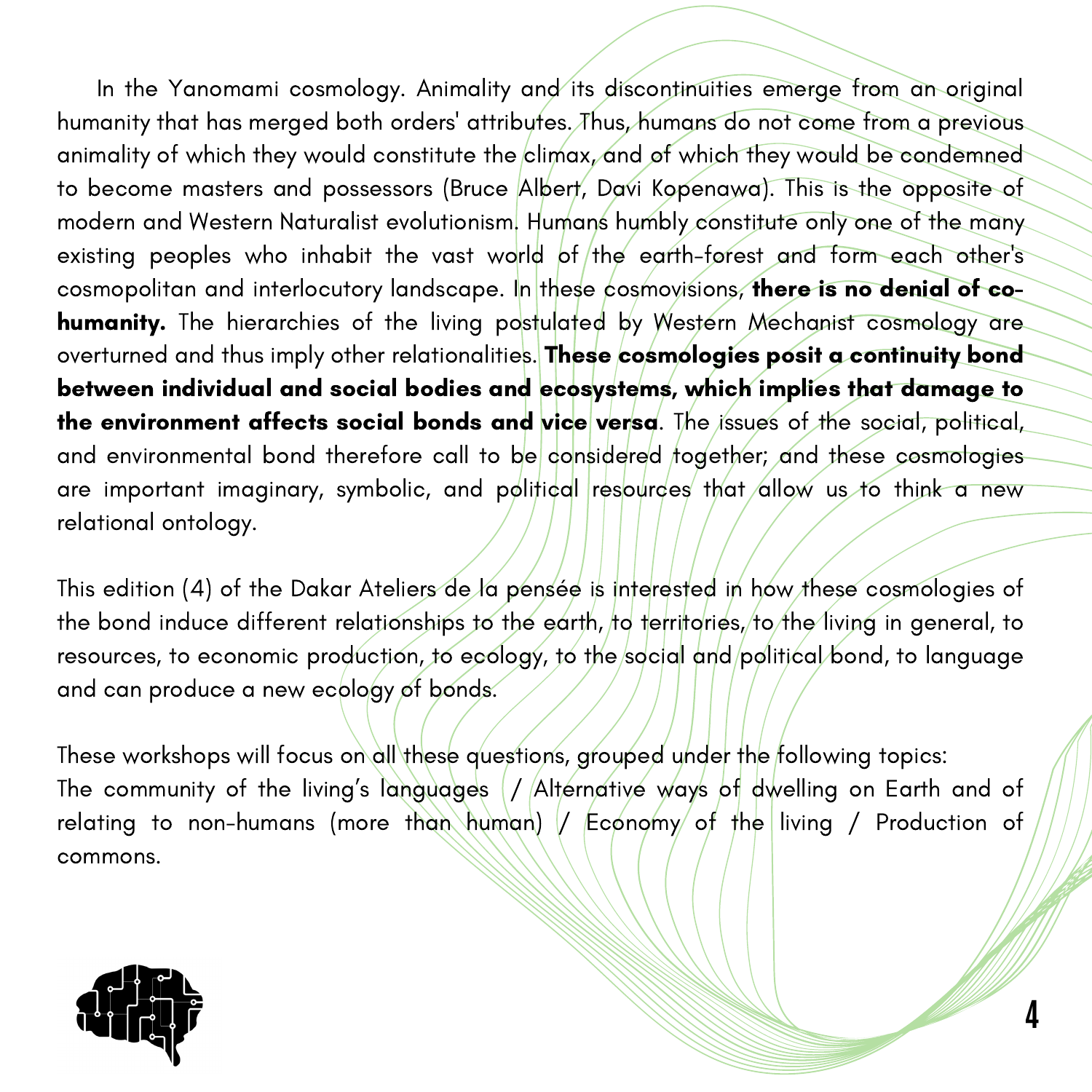In the Yanomami cosmology. Animality and its discontinuities emerge from an original humanity that has merged both orders' attributes. Thus, humans do not come from a previous animality of which they would constitute the climax, and of which they would be condemned to become masters and possessors (Bruce Albert, Davi Kopenawa). This is the opposite of modern and Western Naturalist evolutionism. Humans humbly constitute only one of the many existing peoples who inhabit the vast world of the earth-forest and form each other's cosmopolitan and interlocutory landscape. In these cosmovisions, **there is no denial of co-humanity.** The hierarchies of the living postulated by Western Mechanist cosmology are overturned and thus imply other relationalities. **These cosmologies posit a continuity bond between individual and social bodies and ecosystems, which implies that damage to the environment affects social bonds and vice versa**. The issues of the social, political, and environmental bond therefore call to be considered together; and these cosmologies are important imaginary, symbolic, and political resources that allow us to think a new relational ontology.

This edition (4) of the Dakar Ateliers de la pensée is interested in how these cosmologies of the bond induce different relationships to the earth, to territories, to the living in general, to resources, to economic production, to ecology, to the social and political bond, to language and can produce a new ecology of bonds.

These workshops will focus on all these questions, grouped under the following topics:
The community of the living's languages / Alternative ways of dwelling on Earth and of relating to non-humans (more than human) / Economy of the living / Production of commons.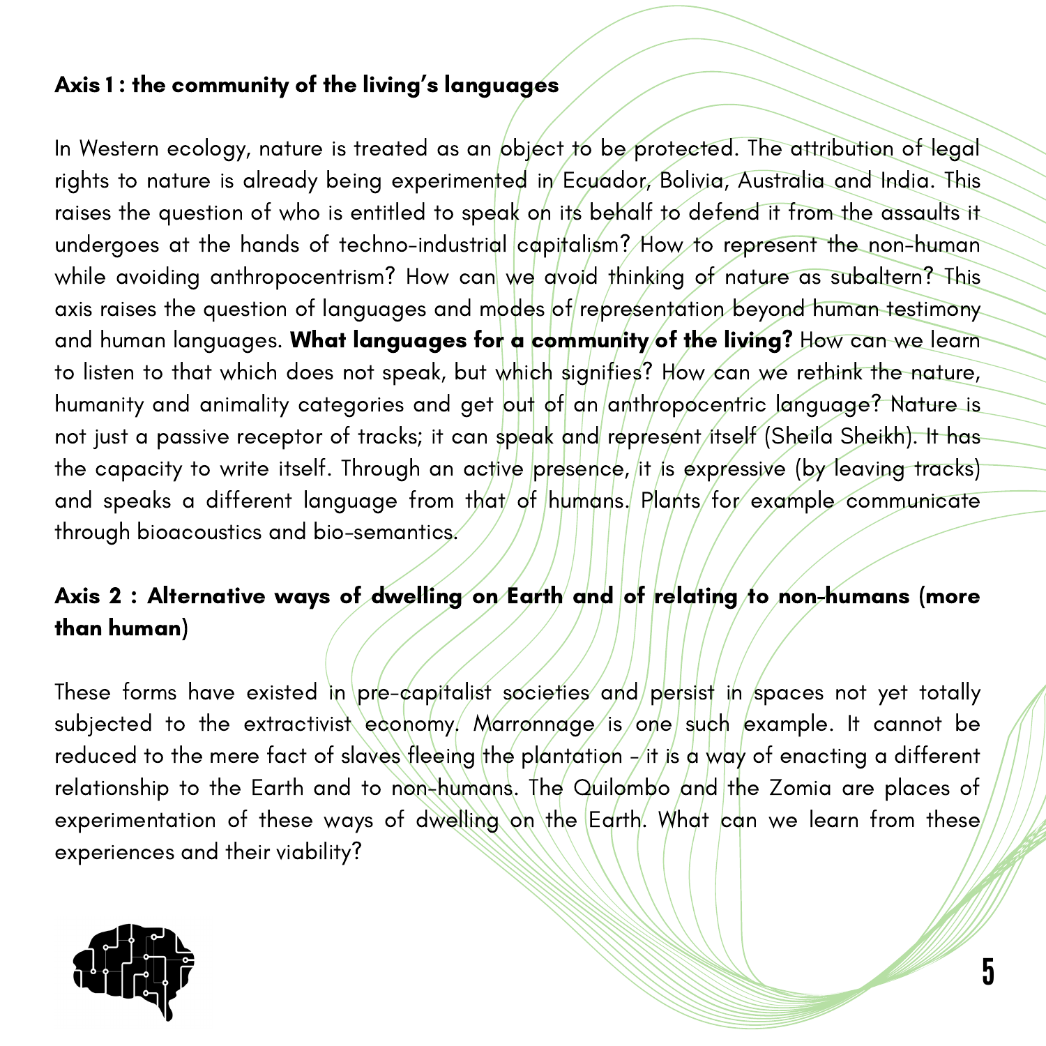## Axis 1 : the community of the living's languages

In Western ecology, nature is treated as an object to be protected. The attribution of legal rights to nature is already being experimented in Ecuador, Bolivia, Australia and India. This raises the question of who is entitled to speak on its behalf to defend it from the assaults it undergoes at the hands of techno-industrial capitalism? How to represent the non-human while avoiding anthropocentrism? How can we avoid thinking of nature as subaltern? This axis raises the question of languages and modes of representation beyond human testimony and human languages. **What languages for a community of the living?** How can we learn to listen to that which does not speak, but which signifies? How can we rethink the nature, humanity and animality categories and get out of an anthropocentric language? Nature is not just a passive receptor of tracks; it can speak and represent itself (Sheila Sheikh). It has the capacity to write itself. Through an active presence, it is expressive (by leaving tracks) and speaks a different language from that of humans. Plants for example communicate through bioacoustics and bio-semantics.

## Axis 2 : Alternative ways of dwelling on Earth and of relating to non-humans (more than human)

These forms have existed in pre-capitalist societies and persist in spaces not yet totally subjected to the extractivist economy. Marronnage is one such example. It cannot be reduced to the mere fact of slaves fleeing the plantation - it is a way of enacting a different relationship to the Earth and to non-humans. The Quilombo and the Zomia are places of experimentation of these ways of dwelling on the Earth. What can we learn from these experiences and their viability?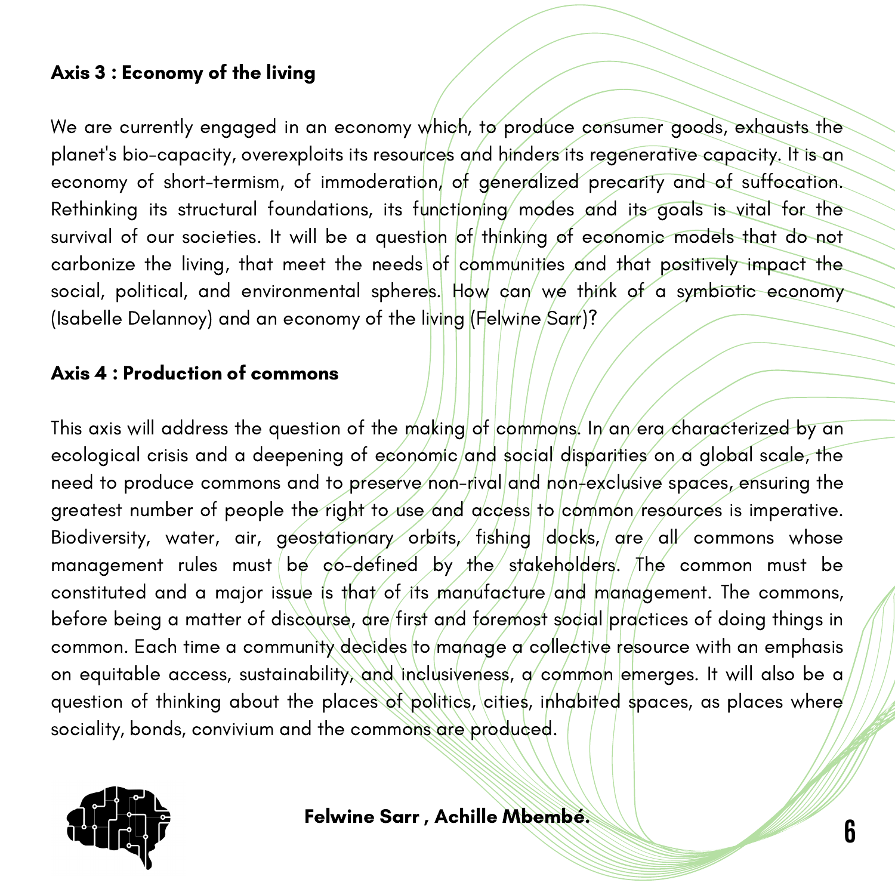**Axis 3 : Economy of the living**

We are currently engaged in an economy which, to produce consumer goods, exhausts the planet's bio-capacity, overexploits its resources and hinders its regenerative capacity. It is an economy of short-termism, of immoderation, of generalized precarity and of suffocation. Rethinking its structural foundations, its functioning modes and its goals is vital for the survival of our societies. It will be a question of thinking of economic models that do not carbonize the living, that meet the needs of communities and that positively impact the social, political, and environmental spheres. How can we think of a symbiotic economy (Isabelle Delannoy) and an economy of the living (Felwine Sarr)?

**Axis 4 : Production of commons**

This axis will address the question of the making of commons. In an era characterized by an ecological crisis and a deepening of economic and social disparities on a global scale, the need to produce commons and to preserve non-rival and non-exclusive spaces, ensuring the greatest number of people the right to use and access to common resources is imperative. Biodiversity, water, air, geostationary orbits, fishing docks, are all commons whose management rules must be co-defined by the stakeholders. The common must be constituted and a major issue is that of its manufacture and management. The commons, before being a matter of discourse, are first and foremost social practices of doing things in common. Each time a community decides to manage a collective resource with an emphasis on equitable access, sustainability, and inclusiveness, a common emerges. It will also be a question of thinking about the places of politics, cities, inhabited spaces, as places where sociality, bonds, convivium and the commons are produced.

**Felwine Sarr , Achille Mbembé.**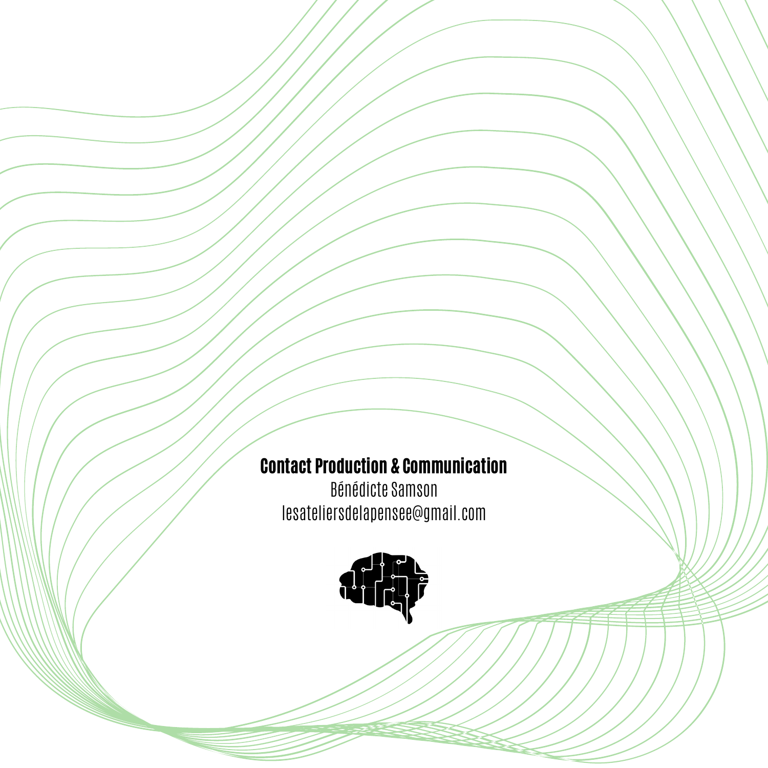**Contact Production & Communication**

Bénédicte Samson

lesateliersdelapensee@gmail.com